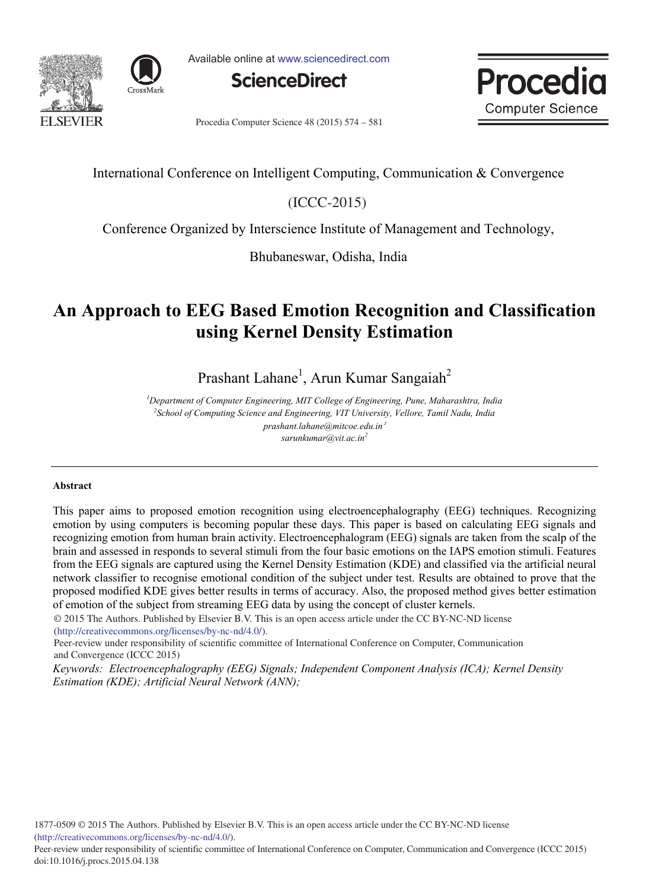International Conference on Intelligent Computing, Communication & Convergence

(ICCC-2015)

Conference Organized by Interscience Institute of Management and Technology,

Bhubaneswar, Odisha, India

# An Approach to EEG Based Emotion Recognition and Classification using Kernel Density Estimation

Prashant Lahane[1], Arun Kumar Sangaiah[2]

[1]*Department of Computer Engineering, MIT College of Engineering, Pune, Maharashtra, India*
[2]*School of Computing Science and Engineering, VIT University, Vellore, Tamil Nadu, India*
*prashant.lahane@mitcoe.edu.in*[1]
*sarunkumar@vit.ac.in*[2]

---

**Abstract**

This paper aims to proposed emotion recognition using electroencephalography (EEG) techniques. Recognizing emotion by using computers is becoming popular these days. This paper is based on calculating EEG signals and recognizing emotion from human brain activity. Electroencephalogram (EEG) signals are taken from the scalp of the brain and assessed in responds to several stimuli from the four basic emotions on the IAPS emotion stimuli. Features from the EEG signals are captured using the Kernel Density Estimation (KDE) and classified via the artificial neural network classifier to recognise emotional condition of the subject under test. Results are obtained to prove that the proposed modified KDE gives better results in terms of accuracy. Also, the proposed method gives better estimation of emotion of the subject from streaming EEG data by using the concept of cluster kernels.

© 2015 The Authors. Published by Elsevier B.V. This is an open access article under the CC BY-NC-ND license (http://creativecommons.org/licenses/by-nc-nd/4.0/).
Peer-review under responsibility of scientific committee of International Conference on Computer, Communication and Convergence (ICCC 2015)

*Keywords: Electroencephalography (EEG) Signals; Independent Component Analysis (ICA); Kernel Density Estimation (KDE); Artificial Neural Network (ANN);*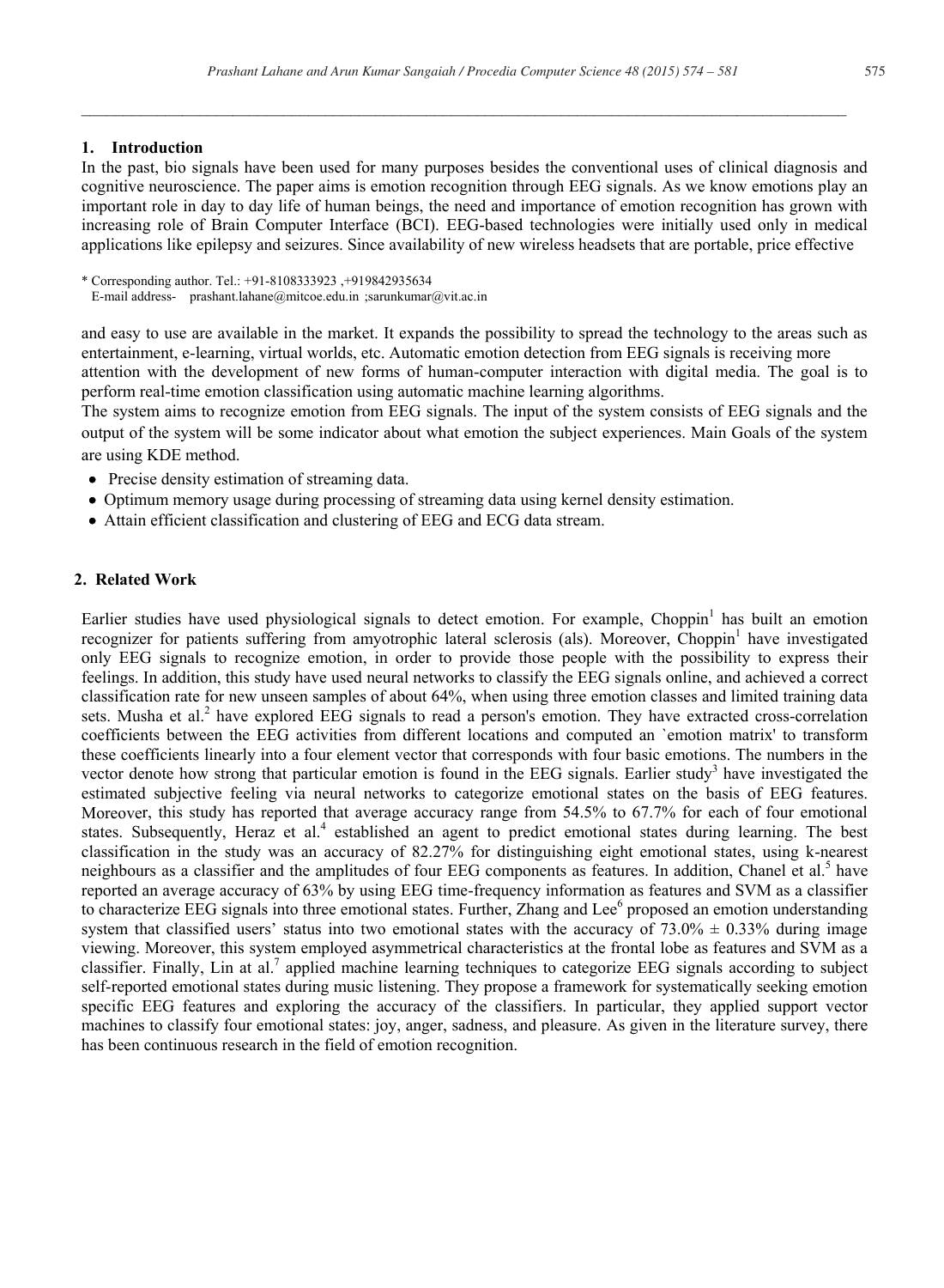## 1. Introduction

In the past, bio signals have been used for many purposes besides the conventional uses of clinical diagnosis and cognitive neuroscience. The paper aims is emotion recognition through EEG signals. As we know emotions play an important role in day to day life of human beings, the need and importance of emotion recognition has grown with increasing role of Brain Computer Interface (BCI). EEG-based technologies were initially used only in medical applications like epilepsy and seizures. Since availability of new wireless headsets that are portable, price effective and easy to use are available in the market. It expands the possibility to spread the technology to the areas such as entertainment, e-learning, virtual worlds, etc. Automatic emotion detection from EEG signals is receiving more attention with the development of new forms of human-computer interaction with digital media. The goal is to perform real-time emotion classification using automatic machine learning algorithms.

The system aims to recognize emotion from EEG signals. The input of the system consists of EEG signals and the output of the system will be some indicator about what emotion the subject experiences. Main Goals of the system are using KDE method.

- Precise density estimation of streaming data.
- Optimum memory usage during processing of streaming data using kernel density estimation.
- Attain efficient classification and clustering of EEG and ECG data stream.

* Corresponding author. Tel.: +91-8108333923 ,+919842935634
E-mail address- prashant.lahane@mitcoe.edu.in ;sarunkumar@vit.ac.in

## 2. Related Work

Earlier studies have used physiological signals to detect emotion. For example, Choppin[1] has built an emotion recognizer for patients suffering from amyotrophic lateral sclerosis (als). Moreover, Choppin[1] have investigated only EEG signals to recognize emotion, in order to provide those people with the possibility to express their feelings. In addition, this study have used neural networks to classify the EEG signals online, and achieved a correct classification rate for new unseen samples of about 64%, when using three emotion classes and limited training data sets. Musha et al.[2] have explored EEG signals to read a person's emotion. They have extracted cross-correlation coefficients between the EEG activities from different locations and computed an `emotion matrix' to transform these coefficients linearly into a four element vector that corresponds with four basic emotions. The numbers in the vector denote how strong that particular emotion is found in the EEG signals. Earlier study[3] have investigated the estimated subjective feeling via neural networks to categorize emotional states on the basis of EEG features. Moreover, this study has reported that average accuracy range from 54.5% to 67.7% for each of four emotional states. Subsequently, Heraz et al.[4] established an agent to predict emotional states during learning. The best classification in the study was an accuracy of 82.27% for distinguishing eight emotional states, using k-nearest neighbours as a classifier and the amplitudes of four EEG components as features. In addition, Chanel et al.[5] have reported an average accuracy of 63% by using EEG time-frequency information as features and SVM as a classifier to characterize EEG signals into three emotional states. Further, Zhang and Lee[6] proposed an emotion understanding system that classified users' status into two emotional states with the accuracy of 73.0% ± 0.33% during image viewing. Moreover, this system employed asymmetrical characteristics at the frontal lobe as features and SVM as a classifier. Finally, Lin at al.[7] applied machine learning techniques to categorize EEG signals according to subject self-reported emotional states during music listening. They propose a framework for systematically seeking emotion specific EEG features and exploring the accuracy of the classifiers. In particular, they applied support vector machines to classify four emotional states: joy, anger, sadness, and pleasure. As given in the literature survey, there has been continuous research in the field of emotion recognition.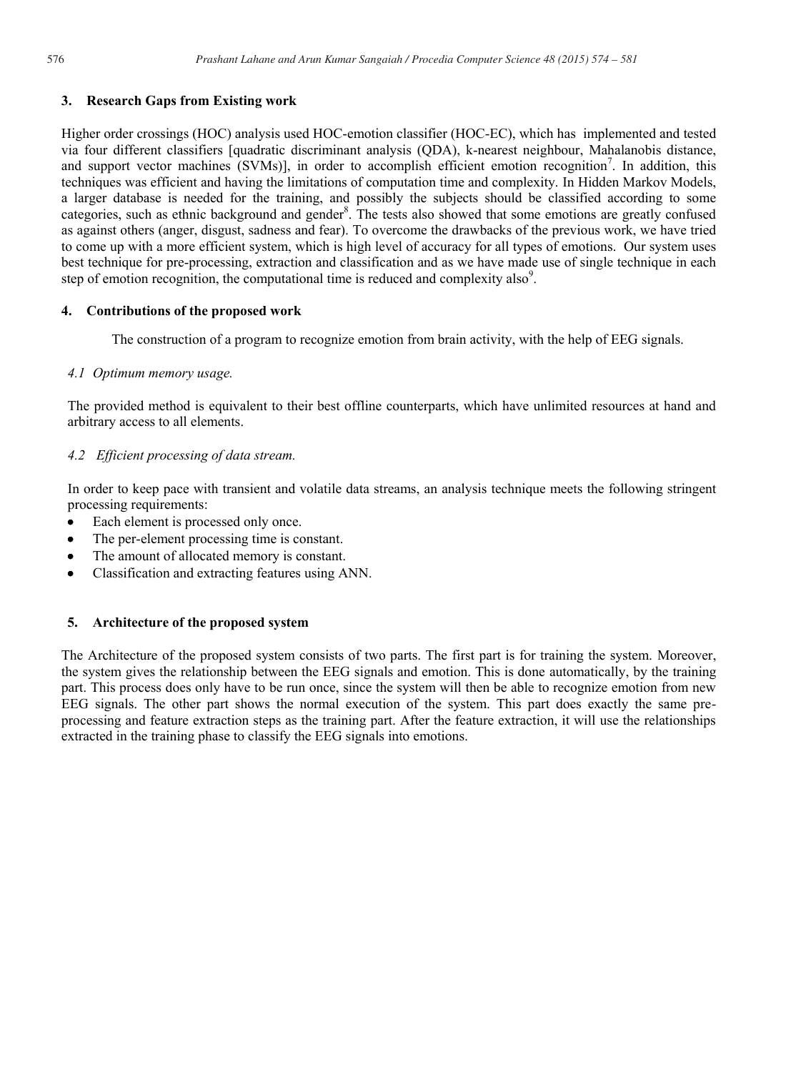## 3. Research Gaps from Existing work

Higher order crossings (HOC) analysis used HOC-emotion classifier (HOC-EC), which has implemented and tested via four different classifiers [quadratic discriminant analysis (QDA), k-nearest neighbour, Mahalanobis distance, and support vector machines (SVMs)], in order to accomplish efficient emotion recognition[7]. In addition, this techniques was efficient and having the limitations of computation time and complexity. In Hidden Markov Models, a larger database is needed for the training, and possibly the subjects should be classified according to some categories, such as ethnic background and gender[8]. The tests also showed that some emotions are greatly confused as against others (anger, disgust, sadness and fear). To overcome the drawbacks of the previous work, we have tried to come up with a more efficient system, which is high level of accuracy for all types of emotions. Our system uses best technique for pre-processing, extraction and classification and as we have made use of single technique in each step of emotion recognition, the computational time is reduced and complexity also[9].

## 4. Contributions of the proposed work

The construction of a program to recognize emotion from brain activity, with the help of EEG signals.

### *4.1 Optimum memory usage.*

The provided method is equivalent to their best offline counterparts, which have unlimited resources at hand and arbitrary access to all elements.

### *4.2 Efficient processing of data stream.*

In order to keep pace with transient and volatile data streams, an analysis technique meets the following stringent processing requirements:

- Each element is processed only once.
- The per-element processing time is constant.
- The amount of allocated memory is constant.
- Classification and extracting features using ANN.

## 5. Architecture of the proposed system

The Architecture of the proposed system consists of two parts. The first part is for training the system. Moreover, the system gives the relationship between the EEG signals and emotion. This is done automatically, by the training part. This process does only have to be run once, since the system will then be able to recognize emotion from new EEG signals. The other part shows the normal execution of the system. This part does exactly the same pre-processing and feature extraction steps as the training part. After the feature extraction, it will use the relationships extracted in the training phase to classify the EEG signals into emotions.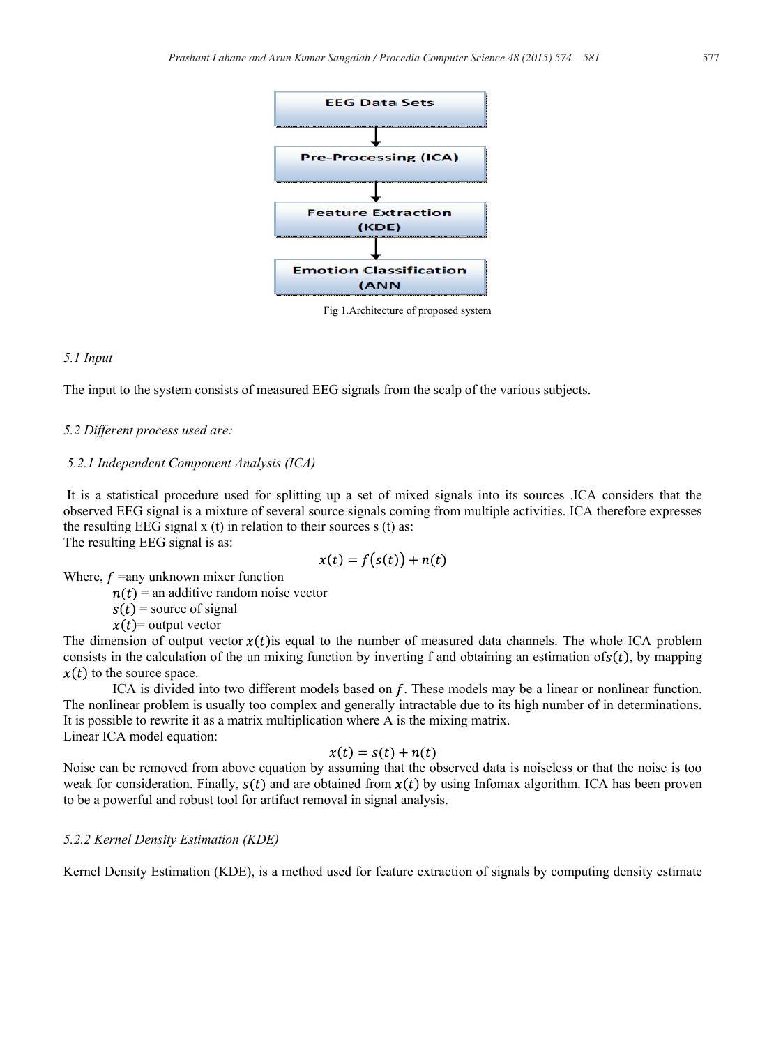EEG Data Sets

↓

Pre-Processing (ICA)

↓

Feature Extraction (KDE)

↓

Emotion Classification (ANN

Fig 1.Architecture of proposed system

*5.1 Input*

The input to the system consists of measured EEG signals from the scalp of the various subjects.

*5.2 Different process used are:*

*5.2.1 Independent Component Analysis (ICA)*

It is a statistical procedure used for splitting up a set of mixed signals into its sources .ICA considers that the observed EEG signal is a mixture of several source signals coming from multiple activities. ICA therefore expresses the resulting EEG signal x (t) in relation to their sources s (t) as:
The resulting EEG signal is as:

$$x(t) = f\big(s(t)\big) + n(t)$$

Where, $f$ =any unknown mixer function
$n(t)$ = an additive random noise vector
$s(t)$ = source of signal
$x(t)$= output vector

The dimension of output vector $x(t)$is equal to the number of measured data channels. The whole ICA problem consists in the calculation of the un mixing function by inverting f and obtaining an estimation of$s(t)$, by mapping $x(t)$ to the source space.

ICA is divided into two different models based on $f$. These models may be a linear or nonlinear function. The nonlinear problem is usually too complex and generally intractable due to its high number of in determinations. It is possible to rewrite it as a matrix multiplication where A is the mixing matrix.
Linear ICA model equation:

$$x(t) = s(t) + n(t)$$

Noise can be removed from above equation by assuming that the observed data is noiseless or that the noise is too weak for consideration. Finally, $s(t)$ and are obtained from $x(t)$ by using Infomax algorithm. ICA has been proven to be a powerful and robust tool for artifact removal in signal analysis.

*5.2.2 Kernel Density Estimation (KDE)*

Kernel Density Estimation (KDE), is a method used for feature extraction of signals by computing density estimate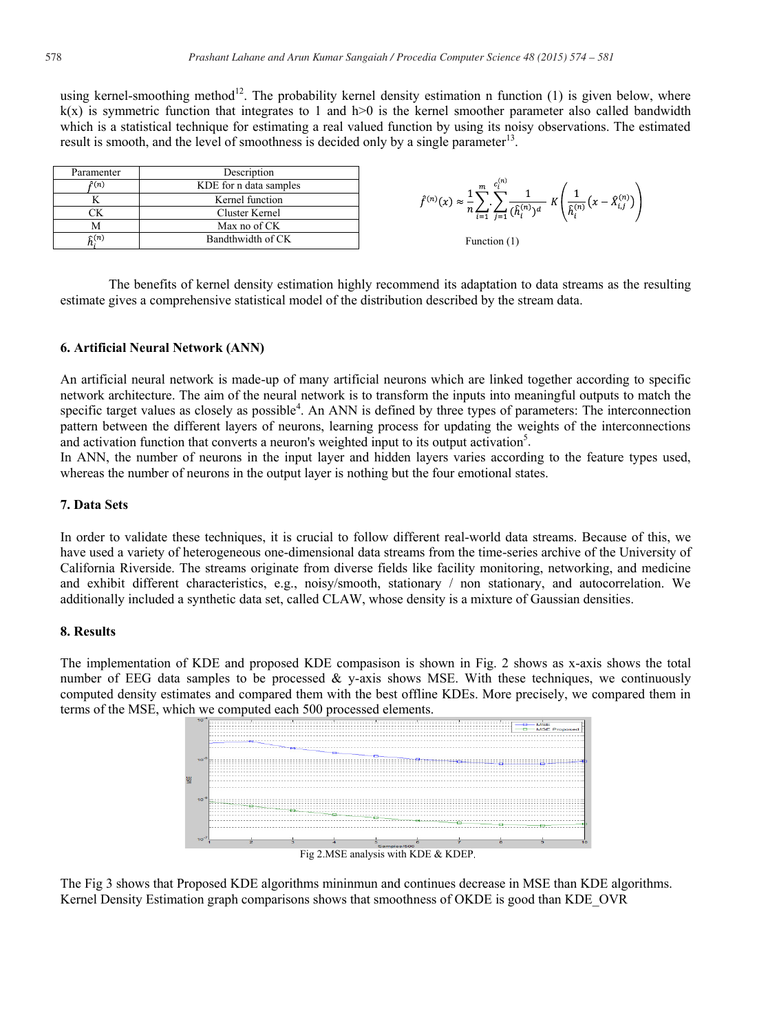using kernel-smoothing method[12]. The probability kernel density estimation n function (1) is given below, where k(x) is symmetric function that integrates to 1 and h>0 is the kernel smoother parameter also called bandwidth which is a statistical technique for estimating a real valued function by using its noisy observations. The estimated result is smooth, and the level of smoothness is decided only by a single parameter[13].

| Paramenter | Description |
| --- | --- |
| $\hat{f}^{(n)}$ | KDE for n data samples |
| K | Kernel function |
| CK | Cluster Kernel |
| M | Max no of CK |
| $\hat{h}_i^{(n)}$ | Bandthwidth of CK |

$$\hat{f}^{(n)}(x) \approx \frac{1}{n} \sum_{i=1}^{m} \sum_{j=1}^{c_i^{(n)}} \frac{1}{(\hat{h}_i^{(n)})^d} K\left(\frac{1}{\hat{h}_i^{(n)}}\left(x - \hat{X}_{i,j}^{(n)}\right)\right)$$

Function (1)

The benefits of kernel density estimation highly recommend its adaptation to data streams as the resulting estimate gives a comprehensive statistical model of the distribution described by the stream data.

### 6. Artificial Neural Network (ANN)

An artificial neural network is made-up of many artificial neurons which are linked together according to specific network architecture. The aim of the neural network is to transform the inputs into meaningful outputs to match the specific target values as closely as possible[4]. An ANN is defined by three types of parameters: The interconnection pattern between the different layers of neurons, learning process for updating the weights of the interconnections and activation function that converts a neuron's weighted input to its output activation[5].

In ANN, the number of neurons in the input layer and hidden layers varies according to the feature types used, whereas the number of neurons in the output layer is nothing but the four emotional states.

### 7. Data Sets

In order to validate these techniques, it is crucial to follow different real-world data streams. Because of this, we have used a variety of heterogeneous one-dimensional data streams from the time-series archive of the University of California Riverside. The streams originate from diverse fields like facility monitoring, networking, and medicine and exhibit different characteristics, e.g., noisy/smooth, stationary / non stationary, and autocorrelation. We additionally included a synthetic data set, called CLAW, whose density is a mixture of Gaussian densities.

### 8. Results

The implementation of KDE and proposed KDE compasison is shown in Fig. 2 shows as x-axis shows the total number of EEG data samples to be processed & y-axis shows MSE. With these techniques, we continuously computed density estimates and compared them with the best offline KDEs. More precisely, we compared them in terms of the MSE, which we computed each 500 processed elements.

Fig 2.MSE analysis with KDE & KDEP.

The Fig 3 shows that Proposed KDE algorithms mininmun and continues decrease in MSE than KDE algorithms. Kernel Density Estimation graph comparisons shows that smoothness of OKDE is good than KDE_OVR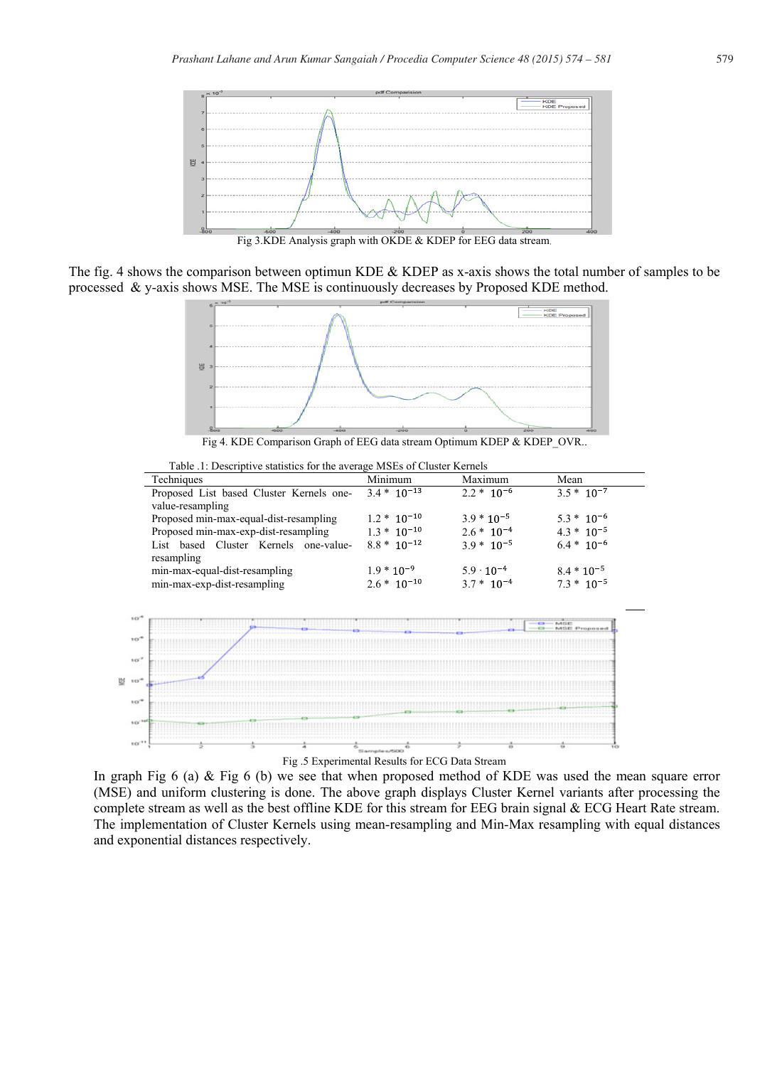Fig 3.KDE Analysis graph with OKDE & KDEP for EEG data stream.

The fig. 4 shows the comparison between optimun KDE & KDEP as x-axis shows the total number of samples to be processed & y-axis shows MSE. The MSE is continuously decreases by Proposed KDE method.

Fig 4. KDE Comparison Graph of EEG data stream Optimum KDEP & KDEP_OVR..

Table .1: Descriptive statistics for the average MSEs of Cluster Kernels

| Techniques | Minimum | Maximum | Mean |
|---|---|---|---|
| Proposed List based Cluster Kernels one-value-resampling | $3.4 * 10^{-13}$ | $2.2 * 10^{-6}$ | $3.5 * 10^{-7}$ |
| Proposed min-max-equal-dist-resampling | $1.2 * 10^{-10}$ | $3.9 * 10^{-5}$ | $5.3 * 10^{-6}$ |
| Proposed min-max-exp-dist-resampling | $1.3 * 10^{-10}$ | $2.6 * 10^{-4}$ | $4.3 * 10^{-5}$ |
| List based Cluster Kernels one-value-resampling | $8.8 * 10^{-12}$ | $3.9 * 10^{-5}$ | $6.4 * 10^{-6}$ |
| min-max-equal-dist-resampling | $1.9 * 10^{-9}$ | $5.9 \cdot 10^{-4}$ | $8.4 * 10^{-5}$ |
| min-max-exp-dist-resampling | $2.6 * 10^{-10}$ | $3.7 * 10^{-4}$ | $7.3 * 10^{-5}$ |

Fig .5 Experimental Results for ECG Data Stream

In graph Fig 6 (a) & Fig 6 (b) we see that when proposed method of KDE was used the mean square error (MSE) and uniform clustering is done. The above graph displays Cluster Kernel variants after processing the complete stream as well as the best offline KDE for this stream for EEG brain signal & ECG Heart Rate stream. The implementation of Cluster Kernels using mean-resampling and Min-Max resampling with equal distances and exponential distances respectively.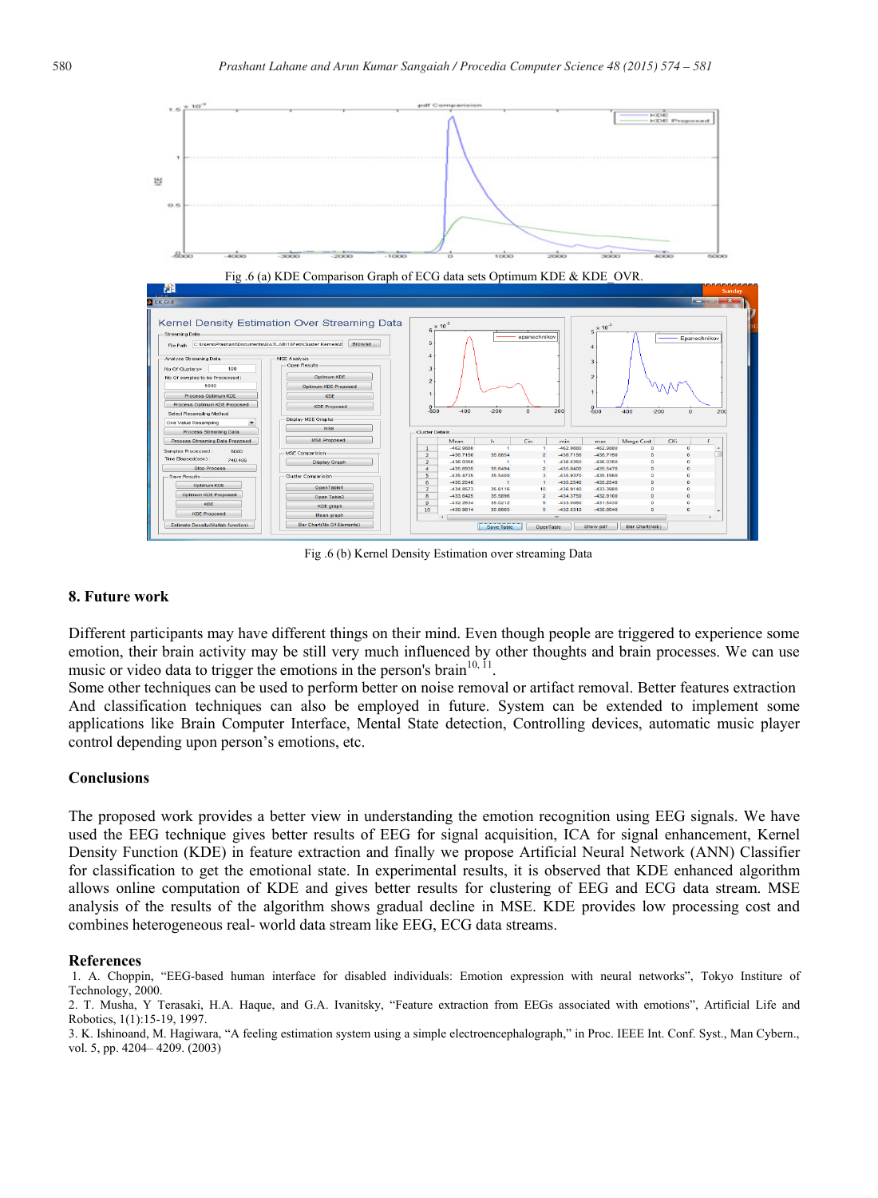Fig .6 (a) KDE Comparison Graph of ECG data sets Optimum KDE & KDE_OVR.

Fig .6 (b) Kernel Density Estimation over streaming Data

### 8. Future work

Different participants may have different things on their mind. Even though people are triggered to experience some emotion, their brain activity may be still very much influenced by other thoughts and brain processes. We can use music or video data to trigger the emotions in the person's brain[10, 11].

Some other techniques can be used to perform better on noise removal or artifact removal. Better features extraction And classification techniques can also be employed in future. System can be extended to implement some applications like Brain Computer Interface, Mental State detection, Controlling devices, automatic music player control depending upon person's emotions, etc.

### Conclusions

The proposed work provides a better view in understanding the emotion recognition using EEG signals. We have used the EEG technique gives better results of EEG for signal acquisition, ICA for signal enhancement, Kernel Density Function (KDE) in feature extraction and finally we propose Artificial Neural Network (ANN) Classifier for classification to get the emotional state. In experimental results, it is observed that KDE enhanced algorithm allows online computation of KDE and gives better results for clustering of EEG and ECG data stream. MSE analysis of the results of the algorithm shows gradual decline in MSE. KDE provides low processing cost and combines heterogeneous real- world data stream like EEG, ECG data streams.

### References

1. A. Choppin, "EEG-based human interface for disabled individuals: Emotion expression with neural networks", Tokyo Institure of Technology, 2000.
2. T. Musha, Y Terasaki, H.A. Haque, and G.A. Ivanitsky, "Feature extraction from EEGs associated with emotions", Artificial Life and Robotics, 1(1):15-19, 1997.
3. K. Ishinoand, M. Hagiwara, "A feeling estimation system using a simple electroencephalograph," in Proc. IEEE Int. Conf. Syst., Man Cybern., vol. 5, pp. 4204– 4209. (2003)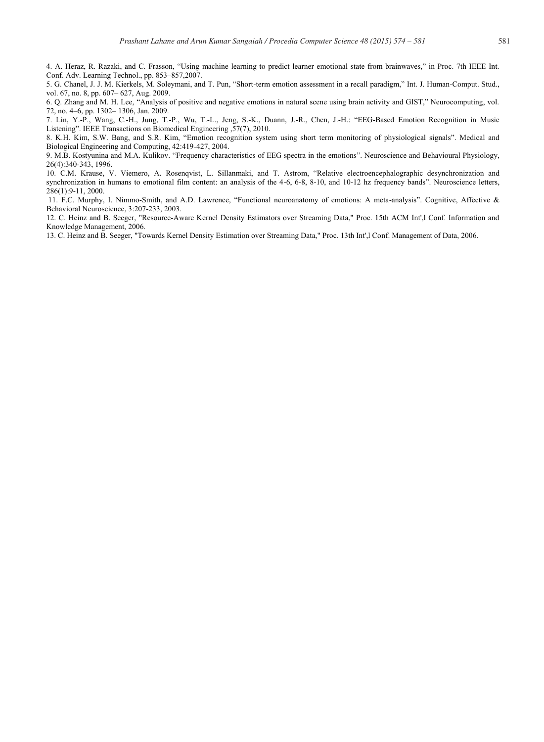4. A. Heraz, R. Razaki, and C. Frasson, “Using machine learning to predict learner emotional state from brainwaves,” in Proc. 7th IEEE Int. Conf. Adv. Learning Technol., pp. 853–857,2007.

5. G. Chanel, J. J. M. Kierkels, M. Soleymani, and T. Pun, “Short-term emotion assessment in a recall paradigm,” Int. J. Human-Comput. Stud., vol. 67, no. 8, pp. 607– 627, Aug. 2009.

6. Q. Zhang and M. H. Lee, “Analysis of positive and negative emotions in natural scene using brain activity and GIST,” Neurocomputing, vol. 72, no. 4–6, pp. 1302– 1306, Jan. 2009.

7. Lin, Y.-P., Wang, C.-H., Jung, T.-P., Wu, T.-L., Jeng, S.-K., Duann, J.-R., Chen, J.-H.: “EEG-Based Emotion Recognition in Music Listening”. IEEE Transactions on Biomedical Engineering ,57(7), 2010.

8. K.H. Kim, S.W. Bang, and S.R. Kim, “Emotion recognition system using short term monitoring of physiological signals”. Medical and Biological Engineering and Computing, 42:419-427, 2004.

9. M.B. Kostyunina and M.A. Kulikov. “Frequency characteristics of EEG spectra in the emotions”. Neuroscience and Behavioural Physiology, 26(4):340-343, 1996.

10. C.M. Krause, V. Viemero, A. Rosenqvist, L. Sillanmaki, and T. Astrom, “Relative electroencephalographic desynchronization and synchronization in humans to emotional film content: an analysis of the 4-6, 6-8, 8-10, and 10-12 hz frequency bands”. Neuroscience letters, 286(1):9-11, 2000.

11. F.C. Murphy, I. Nimmo-Smith, and A.D. Lawrence, “Functional neuroanatomy of emotions: A meta-analysis”. Cognitive, Affective & Behavioral Neuroscience, 3:207-233, 2003.

12. C. Heinz and B. Seeger, "Resource-Aware Kernel Density Estimators over Streaming Data," Proc. 15th ACM Int',l Conf. Information and Knowledge Management, 2006.

13. C. Heinz and B. Seeger, "Towards Kernel Density Estimation over Streaming Data," Proc. 13th Int',l Conf. Management of Data, 2006.